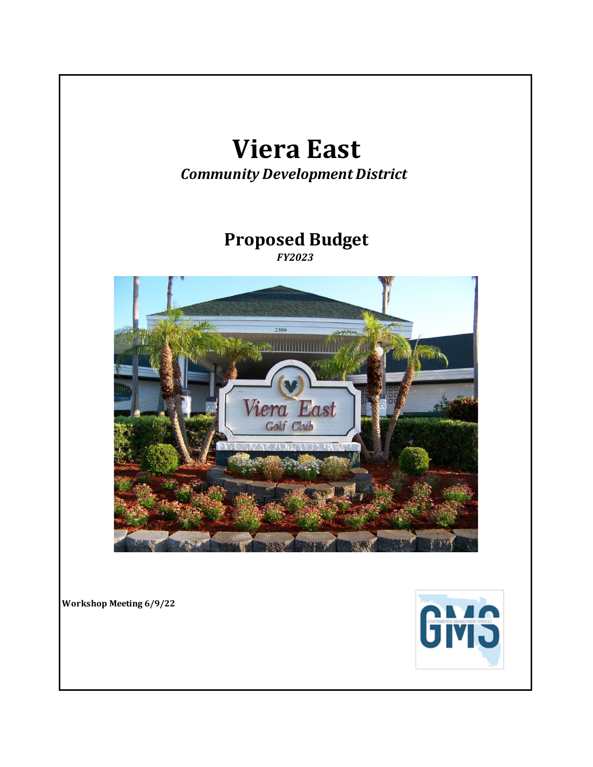# Viera East

***Community Development District***

## Proposed Budget

***FY2023***

**Workshop Meeting 6/9/22**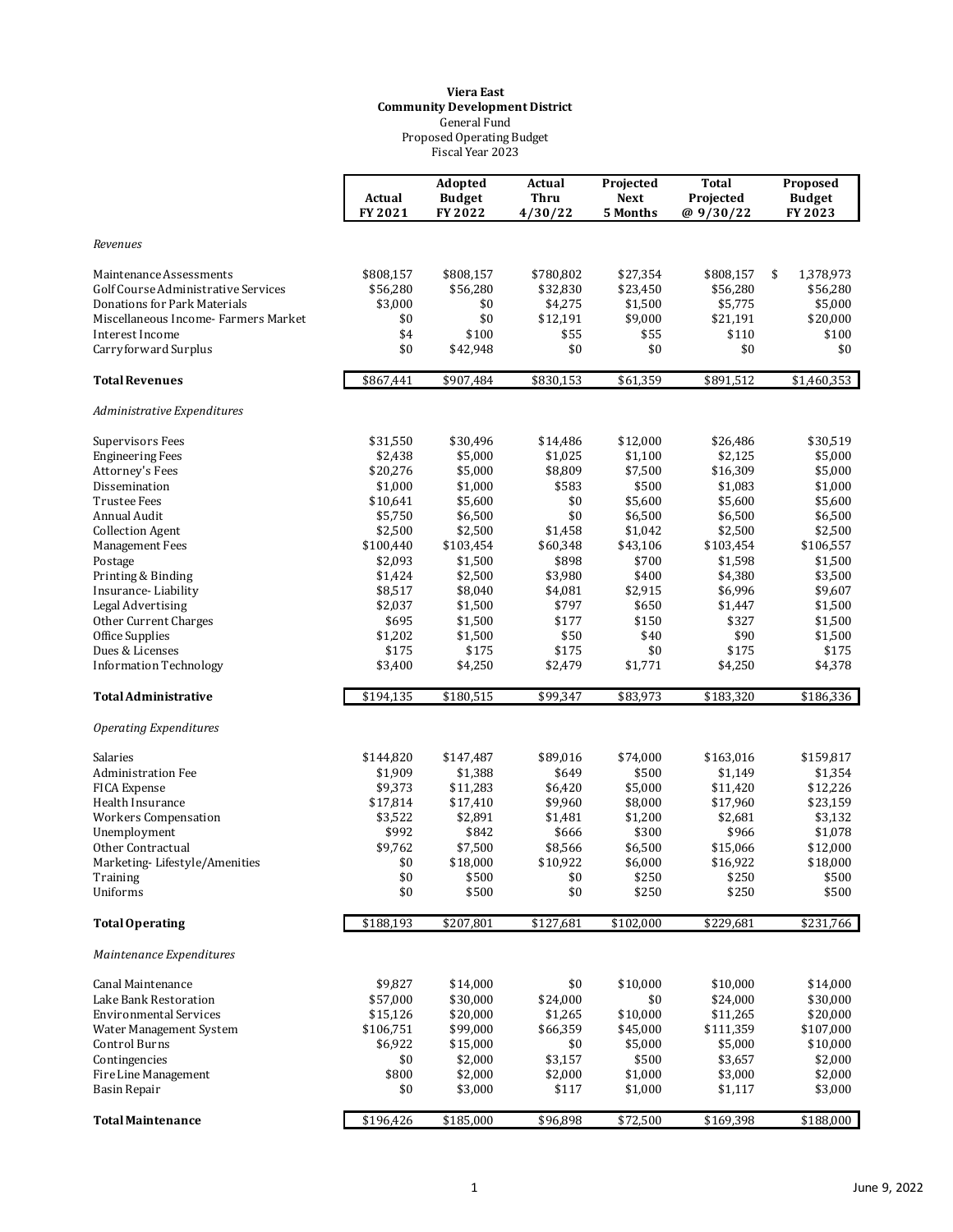**Viera East**
**Community Development District**
General Fund
Proposed Operating Budget
Fiscal Year 2023

| | Actual FY 2021 | Adopted Budget FY 2022 | Actual Thru 4/30/22 | Projected Next 5 Months | Total Projected @ 9/30/22 | Proposed Budget FY 2023 |
|---|---|---|---|---|---|---|
| *Revenues* | | | | | | |
| Maintenance Assessments | $808,157 | $808,157 | $780,802 | $27,354 | $808,157 | $ 1,378,973 |
| Golf Course Administrative Services | $56,280 | $56,280 | $32,830 | $23,450 | $56,280 | $56,280 |
| Donations for Park Materials | $3,000 | $0 | $4,275 | $1,500 | $5,775 | $5,000 |
| Miscellaneous Income- Farmers Market | $0 | $0 | $12,191 | $9,000 | $21,191 | $20,000 |
| Interest Income | $4 | $100 | $55 | $55 | $110 | $100 |
| Carryforward Surplus | $0 | $42,948 | $0 | $0 | $0 | $0 |
| **Total Revenues** | $867,441 | $907,484 | $830,153 | $61,359 | $891,512 | $1,460,353 |
| *Administrative Expenditures* | | | | | | |
| Supervisors Fees | $31,550 | $30,496 | $14,486 | $12,000 | $26,486 | $30,519 |
| Engineering Fees | $2,438 | $5,000 | $1,025 | $1,100 | $2,125 | $5,000 |
| Attorney's Fees | $20,276 | $5,000 | $8,809 | $7,500 | $16,309 | $5,000 |
| Dissemination | $1,000 | $1,000 | $583 | $500 | $1,083 | $1,000 |
| Trustee Fees | $10,641 | $5,600 | $0 | $5,600 | $5,600 | $5,600 |
| Annual Audit | $5,750 | $6,500 | $0 | $6,500 | $6,500 | $6,500 |
| Collection Agent | $2,500 | $2,500 | $1,458 | $1,042 | $2,500 | $2,500 |
| Management Fees | $100,440 | $103,454 | $60,348 | $43,106 | $103,454 | $106,557 |
| Postage | $2,093 | $1,500 | $898 | $700 | $1,598 | $1,500 |
| Printing & Binding | $1,424 | $2,500 | $3,980 | $400 | $4,380 | $3,500 |
| Insurance- Liability | $8,517 | $8,040 | $4,081 | $2,915 | $6,996 | $9,607 |
| Legal Advertising | $2,037 | $1,500 | $797 | $650 | $1,447 | $1,500 |
| Other Current Charges | $695 | $1,500 | $177 | $150 | $327 | $1,500 |
| Office Supplies | $1,202 | $1,500 | $50 | $40 | $90 | $1,500 |
| Dues & Licenses | $175 | $175 | $175 | $0 | $175 | $175 |
| Information Technology | $3,400 | $4,250 | $2,479 | $1,771 | $4,250 | $4,378 |
| **Total Administrative** | $194,135 | $180,515 | $99,347 | $83,973 | $183,320 | $186,336 |
| *Operating Expenditures* | | | | | | |
| Salaries | $144,820 | $147,487 | $89,016 | $74,000 | $163,016 | $159,817 |
| Administration Fee | $1,909 | $1,388 | $649 | $500 | $1,149 | $1,354 |
| FICA Expense | $9,373 | $11,283 | $6,420 | $5,000 | $11,420 | $12,226 |
| Health Insurance | $17,814 | $17,410 | $9,960 | $8,000 | $17,960 | $23,159 |
| Workers Compensation | $3,522 | $2,891 | $1,481 | $1,200 | $2,681 | $3,132 |
| Unemployment | $992 | $842 | $666 | $300 | $966 | $1,078 |
| Other Contractual | $9,762 | $7,500 | $8,566 | $6,500 | $15,066 | $12,000 |
| Marketing- Lifestyle/Amenities | $0 | $18,000 | $10,922 | $6,000 | $16,922 | $18,000 |
| Training | $0 | $500 | $0 | $250 | $250 | $500 |
| Uniforms | $0 | $500 | $0 | $250 | $250 | $500 |
| **Total Operating** | $188,193 | $207,801 | $127,681 | $102,000 | $229,681 | $231,766 |
| *Maintenance Expenditures* | | | | | | |
| Canal Maintenance | $9,827 | $14,000 | $0 | $10,000 | $10,000 | $14,000 |
| Lake Bank Restoration | $57,000 | $30,000 | $24,000 | $0 | $24,000 | $30,000 |
| Environmental Services | $15,126 | $20,000 | $1,265 | $10,000 | $11,265 | $20,000 |
| Water Management System | $106,751 | $99,000 | $66,359 | $45,000 | $111,359 | $107,000 |
| Control Burns | $6,922 | $15,000 | $0 | $5,000 | $5,000 | $10,000 |
| Contingencies | $0 | $2,000 | $3,157 | $500 | $3,657 | $2,000 |
| Fire Line Management | $800 | $2,000 | $2,000 | $1,000 | $3,000 | $2,000 |
| Basin Repair | $0 | $3,000 | $117 | $1,000 | $1,117 | $3,000 |
| **Total Maintenance** | $196,426 | $185,000 | $96,898 | $72,500 | $169,398 | $188,000 |

June 9, 2022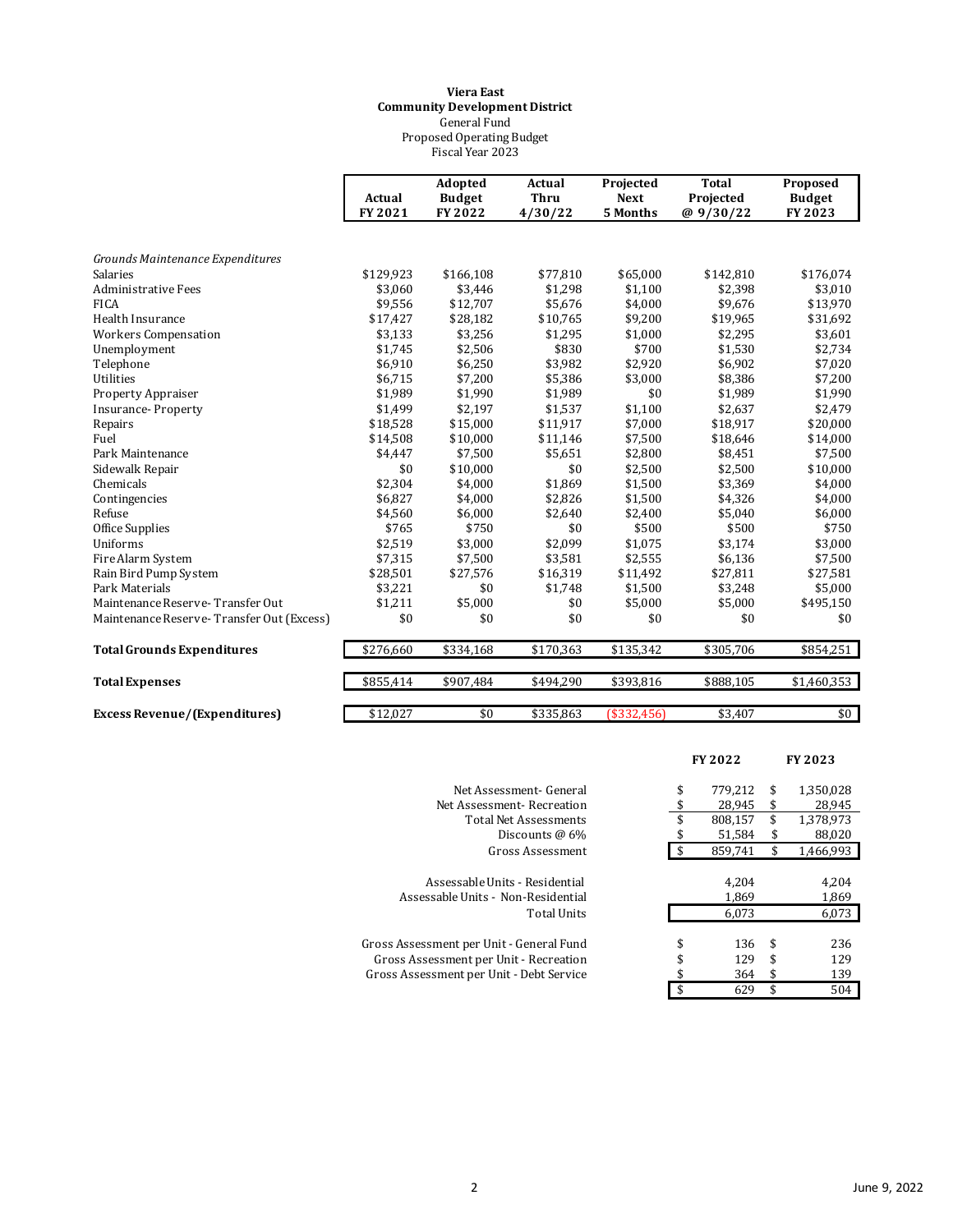**Viera East**
**Community Development District**
General Fund
Proposed Operating Budget
Fiscal Year 2023

| | Actual FY 2021 | Adopted Budget FY 2022 | Actual Thru 4/30/22 | Projected Next 5 Months | Total Projected @ 9/30/22 | Proposed Budget FY 2023 |
|---|---|---|---|---|---|---|
| *Grounds Maintenance Expenditures* | | | | | | |
| Salaries | $129,923 | $166,108 | $77,810 | $65,000 | $142,810 | $176,074 |
| Administrative Fees | $3,060 | $3,446 | $1,298 | $1,100 | $2,398 | $3,010 |
| FICA | $9,556 | $12,707 | $5,676 | $4,000 | $9,676 | $13,970 |
| Health Insurance | $17,427 | $28,182 | $10,765 | $9,200 | $19,965 | $31,692 |
| Workers Compensation | $3,133 | $3,256 | $1,295 | $1,000 | $2,295 | $3,601 |
| Unemployment | $1,745 | $2,506 | $830 | $700 | $1,530 | $2,734 |
| Telephone | $6,910 | $6,250 | $3,982 | $2,920 | $6,902 | $7,020 |
| Utilities | $6,715 | $7,200 | $5,386 | $3,000 | $8,386 | $7,200 |
| Property Appraiser | $1,989 | $1,990 | $1,989 | $0 | $1,989 | $1,990 |
| Insurance- Property | $1,499 | $2,197 | $1,537 | $1,100 | $2,637 | $2,479 |
| Repairs | $18,528 | $15,000 | $11,917 | $7,000 | $18,917 | $20,000 |
| Fuel | $14,508 | $10,000 | $11,146 | $7,500 | $18,646 | $14,000 |
| Park Maintenance | $4,447 | $7,500 | $5,651 | $2,800 | $8,451 | $7,500 |
| Sidewalk Repair | $0 | $10,000 | $0 | $2,500 | $2,500 | $10,000 |
| Chemicals | $2,304 | $4,000 | $1,869 | $1,500 | $3,369 | $4,000 |
| Contingencies | $6,827 | $4,000 | $2,826 | $1,500 | $4,326 | $4,000 |
| Refuse | $4,560 | $6,000 | $2,640 | $2,400 | $5,040 | $6,000 |
| Office Supplies | $765 | $750 | $0 | $500 | $500 | $750 |
| Uniforms | $2,519 | $3,000 | $2,099 | $1,075 | $3,174 | $3,000 |
| Fire Alarm System | $7,315 | $7,500 | $3,581 | $2,555 | $6,136 | $7,500 |
| Rain Bird Pump System | $28,501 | $27,576 | $16,319 | $11,492 | $27,811 | $27,581 |
| Park Materials | $3,221 | $0 | $1,748 | $1,500 | $3,248 | $5,000 |
| Maintenance Reserve- Transfer Out | $1,211 | $5,000 | $0 | $5,000 | $5,000 | $495,150 |
| Maintenance Reserve- Transfer Out (Excess) | $0 | $0 | $0 | $0 | $0 | $0 |
| **Total Grounds Expenditures** | $276,660 | $334,168 | $170,363 | $135,342 | $305,706 | $854,251 |
| **Total Expenses** | $855,414 | $907,484 | $494,290 | $393,816 | $888,105 | $1,460,353 |
| **Excess Revenue/(Expenditures)** | $12,027 | $0 | $335,863 | ($332,456) | $3,407 | $0 |

| | FY 2022 | FY 2023 |
|---|---|---|
| Net Assessment- General | $ 779,212 | $ 1,350,028 |
| Net Assessment- Recreation | $ 28,945 | $ 28,945 |
| Total Net Assessments | $ 808,157 | $ 1,378,973 |
| Discounts @ 6% | $ 51,584 | $ 88,020 |
| Gross Assessment | $ 859,741 | $ 1,466,993 |
| Assessable Units - Residential | 4,204 | 4,204 |
| Assessable Units - Non-Residential | 1,869 | 1,869 |
| Total Units | 6,073 | 6,073 |
| Gross Assessment per Unit - General Fund | $ 136 | $ 236 |
| Gross Assessment per Unit - Recreation | $ 129 | $ 129 |
| Gross Assessment per Unit - Debt Service | $ 364 | $ 139 |
| | $ 629 | $ 504 |

June 9, 2022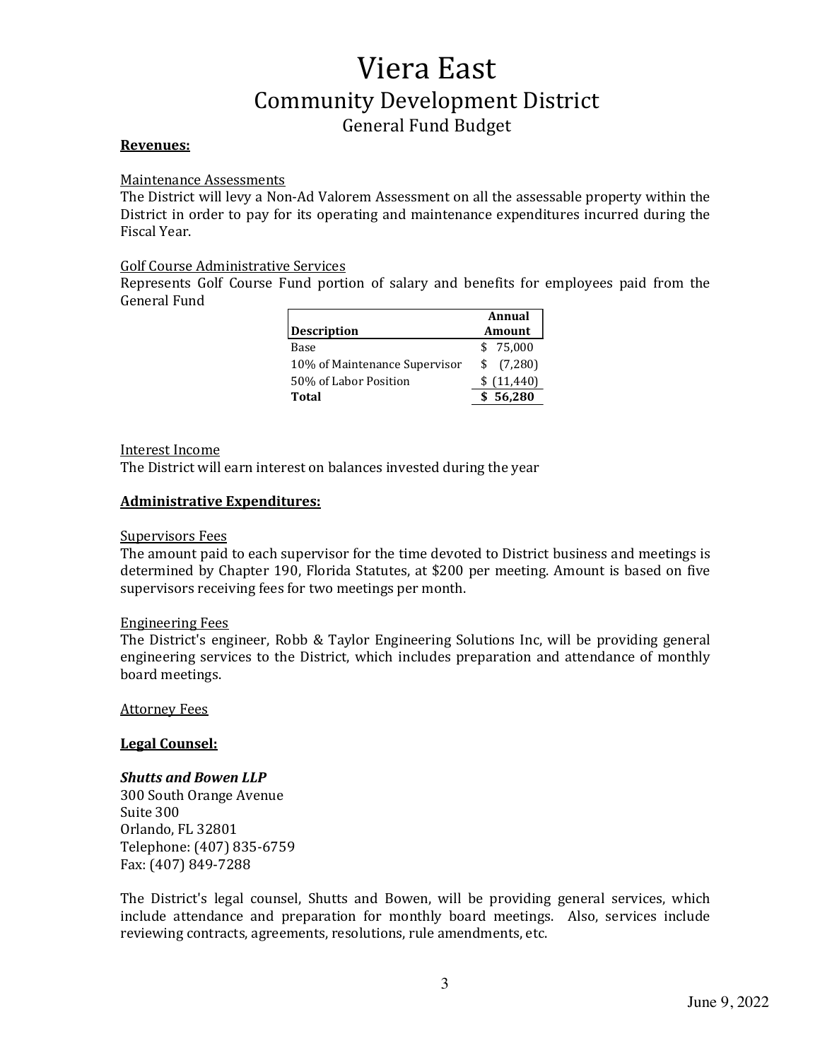# Viera East

## Community Development District

### General Fund Budget

**Revenues:**

Maintenance Assessments
The District will levy a Non-Ad Valorem Assessment on all the assessable property within the District in order to pay for its operating and maintenance expenditures incurred during the Fiscal Year.

Golf Course Administrative Services
Represents Golf Course Fund portion of salary and benefits for employees paid from the General Fund

| Description | Annual Amount |
|---|---|
| Base | $ 75,000 |
| 10% of Maintenance Supervisor | $ (7,280) |
| 50% of Labor Position | $ (11,440) |
| **Total** | **$ 56,280** |

Interest Income
The District will earn interest on balances invested during the year

**Administrative Expenditures:**

Supervisors Fees
The amount paid to each supervisor for the time devoted to District business and meetings is determined by Chapter 190, Florida Statutes, at $200 per meeting. Amount is based on five supervisors receiving fees for two meetings per month.

Engineering Fees
The District's engineer, Robb & Taylor Engineering Solutions Inc, will be providing general engineering services to the District, which includes preparation and attendance of monthly board meetings.

Attorney Fees

**Legal Counsel:**

***Shutts and Bowen LLP***
300 South Orange Avenue
Suite 300
Orlando, FL 32801
Telephone: (407) 835-6759
Fax: (407) 849-7288

The District's legal counsel, Shutts and Bowen, will be providing general services, which include attendance and preparation for monthly board meetings. Also, services include reviewing contracts, agreements, resolutions, rule amendments, etc.

June 9, 2022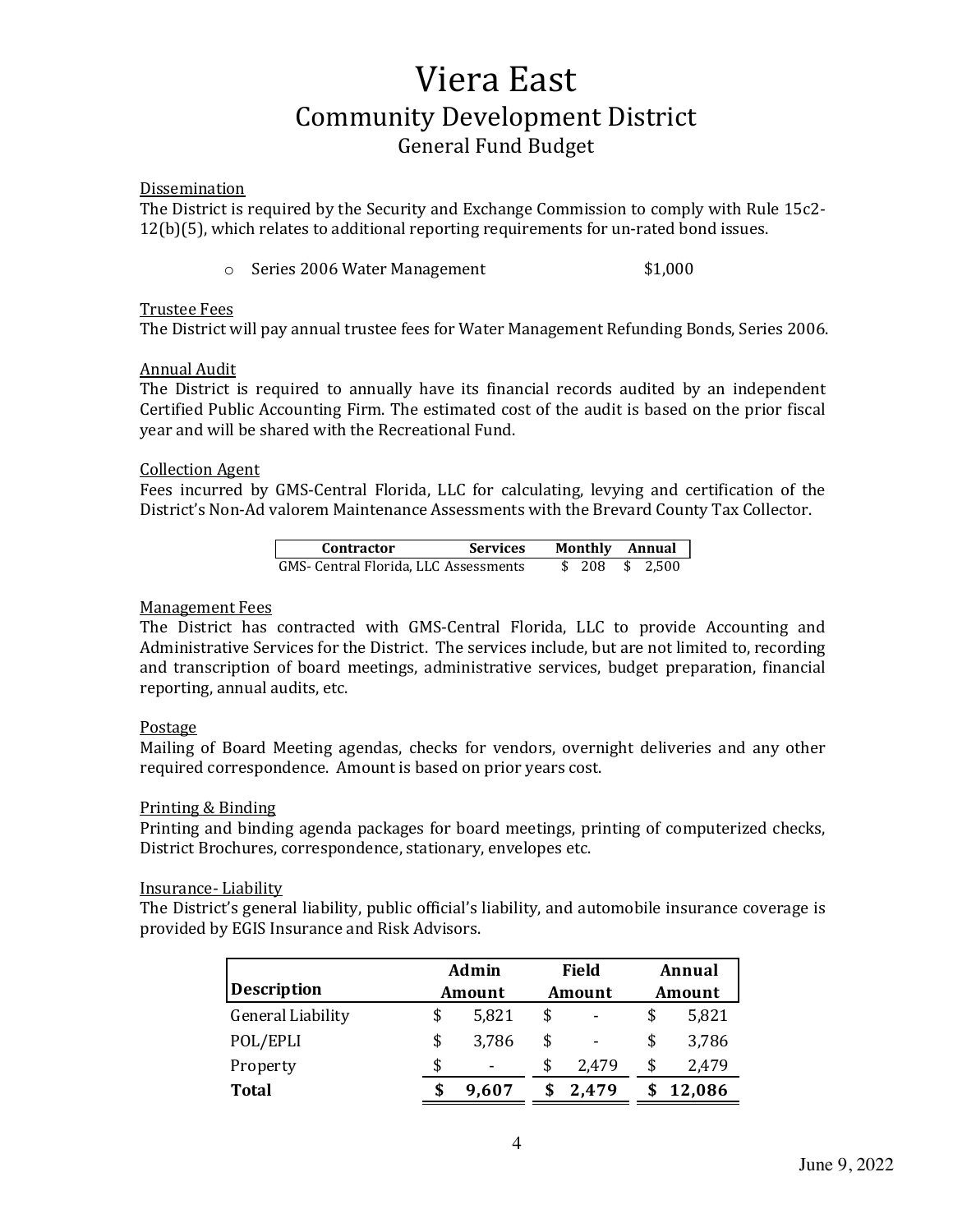# Viera East
## Community Development District
### General Fund Budget

Dissemination

The District is required by the Security and Exchange Commission to comply with Rule 15c2-12(b)(5), which relates to additional reporting requirements for un-rated bond issues.

- Series 2006 Water Management $1,000

Trustee Fees

The District will pay annual trustee fees for Water Management Refunding Bonds, Series 2006.

Annual Audit

The District is required to annually have its financial records audited by an independent Certified Public Accounting Firm. The estimated cost of the audit is based on the prior fiscal year and will be shared with the Recreational Fund.

Collection Agent

Fees incurred by GMS-Central Florida, LLC for calculating, levying and certification of the District's Non-Ad valorem Maintenance Assessments with the Brevard County Tax Collector.

| Contractor | Services | Monthly | Annual |
|---|---|---|---|
| GMS- Central Florida, LLC | Assessments | $ 208 | $ 2,500 |

Management Fees

The District has contracted with GMS-Central Florida, LLC to provide Accounting and Administrative Services for the District. The services include, but are not limited to, recording and transcription of board meetings, administrative services, budget preparation, financial reporting, annual audits, etc.

Postage

Mailing of Board Meeting agendas, checks for vendors, overnight deliveries and any other required correspondence. Amount is based on prior years cost.

Printing & Binding

Printing and binding agenda packages for board meetings, printing of computerized checks, District Brochures, correspondence, stationary, envelopes etc.

Insurance- Liability

The District's general liability, public official's liability, and automobile insurance coverage is provided by EGIS Insurance and Risk Advisors.

| Description | Admin Amount | Field Amount | Annual Amount |
|---|---|---|---|
| General Liability | $ 5,821 | $ - | $ 5,821 |
| POL/EPLI | $ 3,786 | $ - | $ 3,786 |
| Property | $ - | $ 2,479 | $ 2,479 |
| **Total** | **$ 9,607** | **$ 2,479** | **$ 12,086** |

June 9, 2022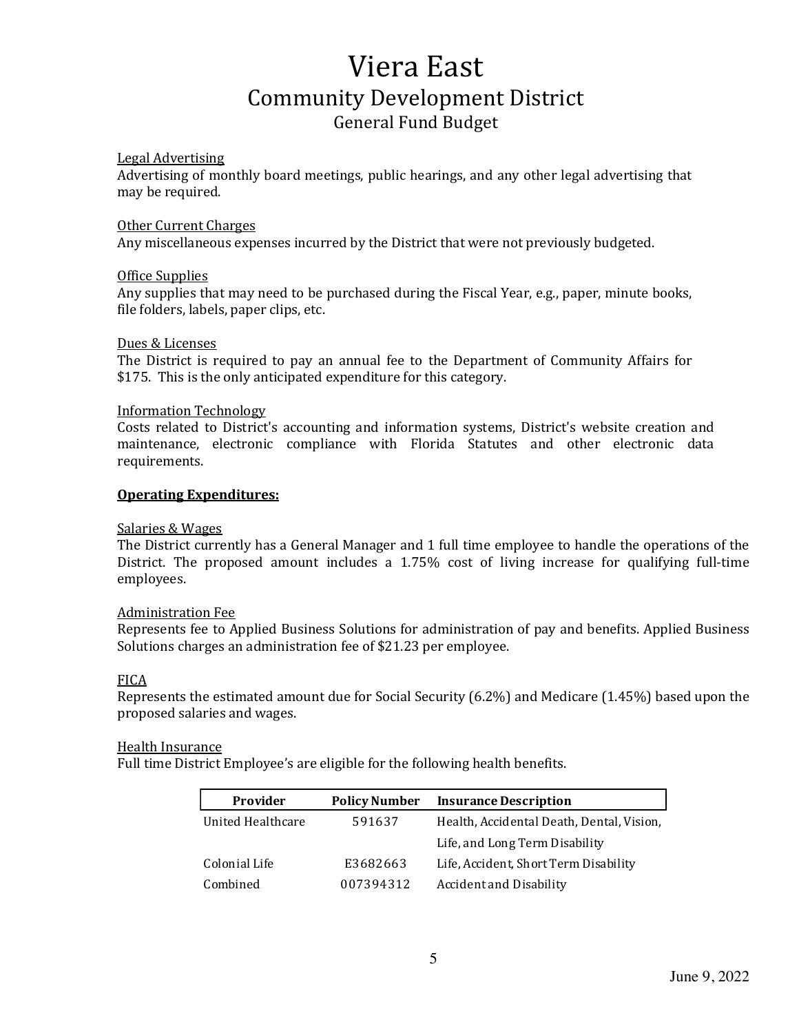# Viera East

## Community Development District

### General Fund Budget

Legal Advertising
Advertising of monthly board meetings, public hearings, and any other legal advertising that may be required.

Other Current Charges
Any miscellaneous expenses incurred by the District that were not previously budgeted.

Office Supplies
Any supplies that may need to be purchased during the Fiscal Year, e.g., paper, minute books, file folders, labels, paper clips, etc.

Dues & Licenses
The District is required to pay an annual fee to the Department of Community Affairs for $175. This is the only anticipated expenditure for this category.

Information Technology
Costs related to District's accounting and information systems, District's website creation and maintenance, electronic compliance with Florida Statutes and other electronic data requirements.

**Operating Expenditures:**

Salaries & Wages
The District currently has a General Manager and 1 full time employee to handle the operations of the District. The proposed amount includes a 1.75% cost of living increase for qualifying full-time employees.

Administration Fee
Represents fee to Applied Business Solutions for administration of pay and benefits. Applied Business Solutions charges an administration fee of $21.23 per employee.

FICA
Represents the estimated amount due for Social Security (6.2%) and Medicare (1.45%) based upon the proposed salaries and wages.

Health Insurance
Full time District Employee's are eligible for the following health benefits.

| Provider | Policy Number | Insurance Description |
|---|---|---|
| United Healthcare | 591637 | Health, Accidental Death, Dental, Vision, Life, and Long Term Disability |
| Colonial Life | E3682663 | Life, Accident, Short Term Disability |
| Combined | 007394312 | Accident and Disability |

June 9, 2022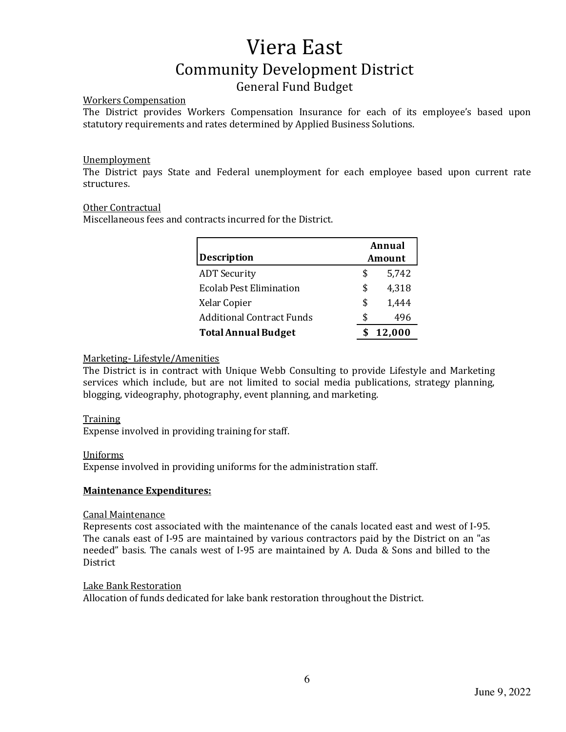# Viera East

## Community Development District

### General Fund Budget

Workers Compensation

The District provides Workers Compensation Insurance for each of its employee's based upon statutory requirements and rates determined by Applied Business Solutions.

Unemployment

The District pays State and Federal unemployment for each employee based upon current rate structures.

Other Contractual

Miscellaneous fees and contracts incurred for the District.

| Description | Annual Amount |
|---|---|
| ADT Security | $ 5,742 |
| Ecolab Pest Elimination | $ 4,318 |
| Xelar Copier | $ 1,444 |
| Additional Contract Funds | $ 496 |
| **Total Annual Budget** | **$ 12,000** |

Marketing- Lifestyle/Amenities

The District is in contract with Unique Webb Consulting to provide Lifestyle and Marketing services which include, but are not limited to social media publications, strategy planning, blogging, videography, photography, event planning, and marketing.

Training

Expense involved in providing training for staff.

Uniforms

Expense involved in providing uniforms for the administration staff.

**Maintenance Expenditures:**

Canal Maintenance

Represents cost associated with the maintenance of the canals located east and west of I-95. The canals east of I-95 are maintained by various contractors paid by the District on an "as needed" basis. The canals west of I-95 are maintained by A. Duda & Sons and billed to the District

Lake Bank Restoration

Allocation of funds dedicated for lake bank restoration throughout the District.

June 9, 2022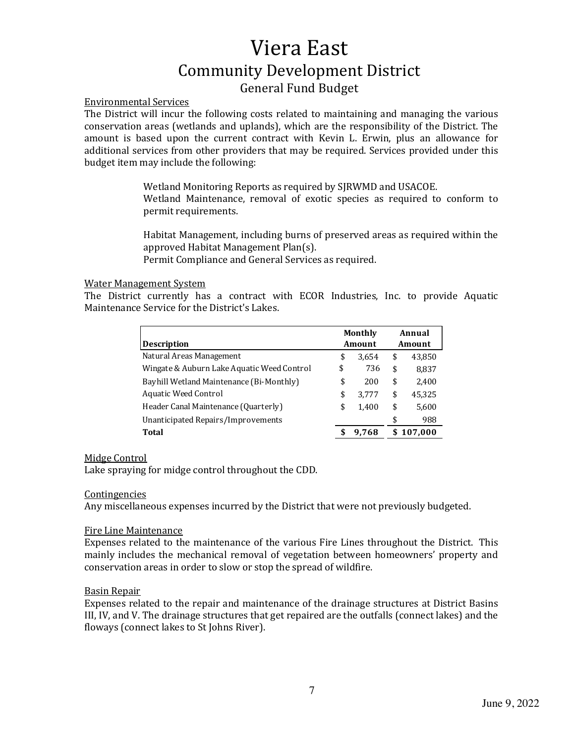# Viera East
## Community Development District
### General Fund Budget

<u>Environmental Services</u>

The District will incur the following costs related to maintaining and managing the various conservation areas (wetlands and uplands), which are the responsibility of the District. The amount is based upon the current contract with Kevin L. Erwin, plus an allowance for additional services from other providers that may be required. Services provided under this budget item may include the following:

> Wetland Monitoring Reports as required by SJRWMD and USACOE.
> Wetland Maintenance, removal of exotic species as required to conform to permit requirements.
>
> Habitat Management, including burns of preserved areas as required within the approved Habitat Management Plan(s).
> Permit Compliance and General Services as required.

<u>Water Management System</u>

The District currently has a contract with ECOR Industries, Inc. to provide Aquatic Maintenance Service for the District's Lakes.

| Description | Monthly Amount | Annual Amount |
|---|---|---|
| Natural Areas Management | $ 3,654 | $ 43,850 |
| Wingate & Auburn Lake Aquatic Weed Control | $ 736 | $ 8,837 |
| Bayhill Wetland Maintenance (Bi-Monthly) | $ 200 | $ 2,400 |
| Aquatic Weed Control | $ 3,777 | $ 45,325 |
| Header Canal Maintenance (Quarterly) | $ 1,400 | $ 5,600 |
| Unanticipated Repairs/Improvements | | $ 988 |
| **Total** | **$ 9,768** | **$ 107,000** |

<u>Midge Control</u>

Lake spraying for midge control throughout the CDD.

<u>Contingencies</u>

Any miscellaneous expenses incurred by the District that were not previously budgeted.

<u>Fire Line Maintenance</u>

Expenses related to the maintenance of the various Fire Lines throughout the District. This mainly includes the mechanical removal of vegetation between homeowners' property and conservation areas in order to slow or stop the spread of wildfire.

<u>Basin Repair</u>

Expenses related to the repair and maintenance of the drainage structures at District Basins III, IV, and V. The drainage structures that get repaired are the outfalls (connect lakes) and the floways (connect lakes to St Johns River).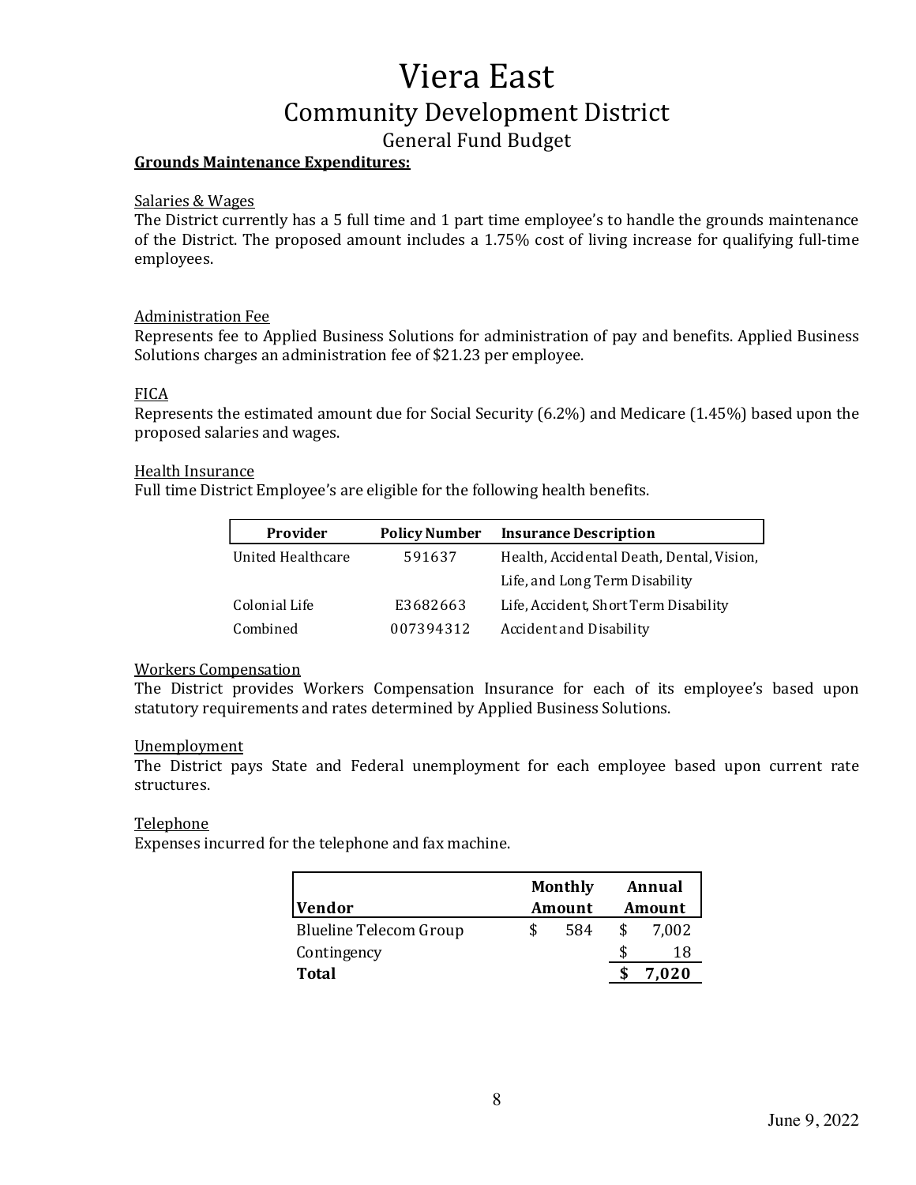# Viera East

## Community Development District

### General Fund Budget

**Grounds Maintenance Expenditures:**

Salaries & Wages

The District currently has a 5 full time and 1 part time employee's to handle the grounds maintenance of the District. The proposed amount includes a 1.75% cost of living increase for qualifying full-time employees.

Administration Fee

Represents fee to Applied Business Solutions for administration of pay and benefits. Applied Business Solutions charges an administration fee of $21.23 per employee.

FICA

Represents the estimated amount due for Social Security (6.2%) and Medicare (1.45%) based upon the proposed salaries and wages.

Health Insurance

Full time District Employee's are eligible for the following health benefits.

| Provider | Policy Number | Insurance Description |
|---|---|---|
| United Healthcare | 591637 | Health, Accidental Death, Dental, Vision, Life, and Long Term Disability |
| Colonial Life | E3682663 | Life, Accident, Short Term Disability |
| Combined | 007394312 | Accident and Disability |

Workers Compensation

The District provides Workers Compensation Insurance for each of its employee's based upon statutory requirements and rates determined by Applied Business Solutions.

Unemployment

The District pays State and Federal unemployment for each employee based upon current rate structures.

Telephone

Expenses incurred for the telephone and fax machine.

| Vendor | Monthly Amount | Annual Amount |
|---|---|---|
| Blueline Telecom Group | $ 584 | $ 7,002 |
| Contingency | | $ 18 |
| **Total** | | **$ 7,020** |

June 9, 2022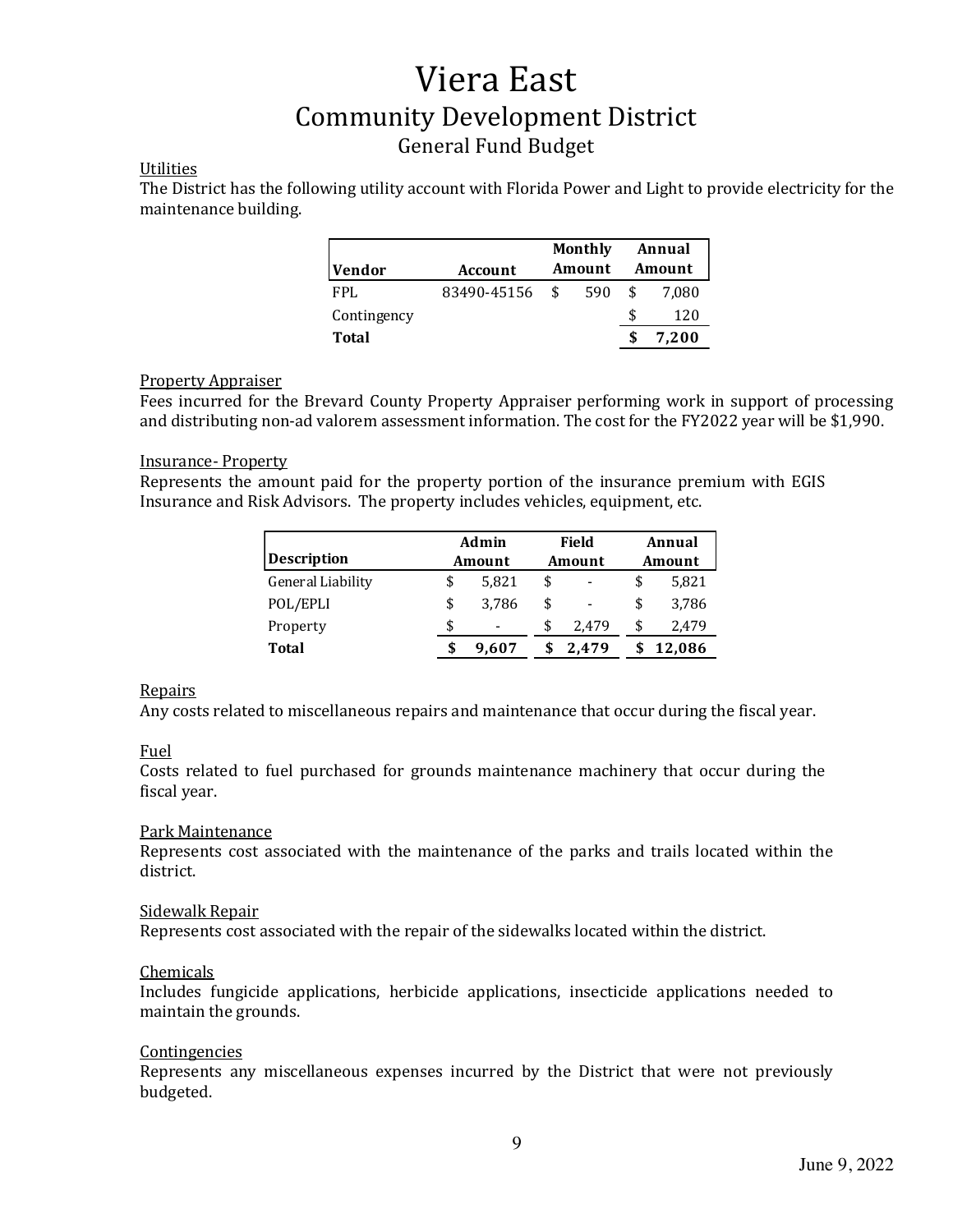# Viera East

## Community Development District

### General Fund Budget

Utilities

The District has the following utility account with Florida Power and Light to provide electricity for the maintenance building.

| Vendor | Account | Monthly Amount | Annual Amount |
|---|---|---|---|
| FPL | 83490-45156 | $ 590 | $ 7,080 |
| Contingency | | | $ 120 |
| **Total** | | | **$ 7,200** |

Property Appraiser

Fees incurred for the Brevard County Property Appraiser performing work in support of processing and distributing non-ad valorem assessment information. The cost for the FY2022 year will be $1,990.

Insurance- Property

Represents the amount paid for the property portion of the insurance premium with EGIS Insurance and Risk Advisors. The property includes vehicles, equipment, etc.

| Description | Admin Amount | Field Amount | Annual Amount |
|---|---|---|---|
| General Liability | $ 5,821 | $ - | $ 5,821 |
| POL/EPLI | $ 3,786 | $ - | $ 3,786 |
| Property | $ - | $ 2,479 | $ 2,479 |
| **Total** | **$ 9,607** | **$ 2,479** | **$ 12,086** |

Repairs

Any costs related to miscellaneous repairs and maintenance that occur during the fiscal year.

Fuel

Costs related to fuel purchased for grounds maintenance machinery that occur during the fiscal year.

Park Maintenance

Represents cost associated with the maintenance of the parks and trails located within the district.

Sidewalk Repair

Represents cost associated with the repair of the sidewalks located within the district.

Chemicals

Includes fungicide applications, herbicide applications, insecticide applications needed to maintain the grounds.

Contingencies

Represents any miscellaneous expenses incurred by the District that were not previously budgeted.

June 9, 2022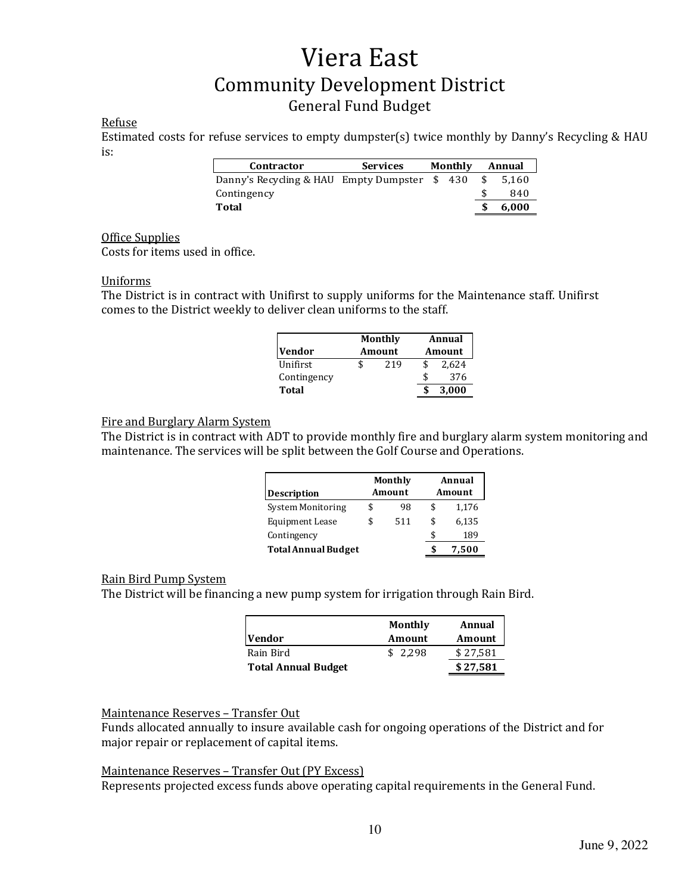# Viera East
## Community Development District
### General Fund Budget

Refuse

Estimated costs for refuse services to empty dumpster(s) twice monthly by Danny's Recycling & HAU is:

| Contractor | Services | Monthly | Annual |
|---|---|---|---|
| Danny's Recycling & HAU | Empty Dumpster | $ 430 | $ 5,160 |
| Contingency | | | $ 840 |
| **Total** | | | **$ 6,000** |

Office Supplies

Costs for items used in office.

Uniforms

The District is in contract with Unifirst to supply uniforms for the Maintenance staff. Unifirst comes to the District weekly to deliver clean uniforms to the staff.

| Vendor | Monthly Amount | Annual Amount |
|---|---|---|
| Unifirst | $ 219 | $ 2,624 |
| Contingency | | $ 376 |
| **Total** | | **$ 3,000** |

Fire and Burglary Alarm System

The District is in contract with ADT to provide monthly fire and burglary alarm system monitoring and maintenance. The services will be split between the Golf Course and Operations.

| Description | Monthly Amount | Annual Amount |
|---|---|---|
| System Monitoring | $ 98 | $ 1,176 |
| Equipment Lease | $ 511 | $ 6,135 |
| Contingency | | $ 189 |
| **Total Annual Budget** | | **$ 7,500** |

Rain Bird Pump System

The District will be financing a new pump system for irrigation through Rain Bird.

| Vendor | Monthly Amount | Annual Amount |
|---|---|---|
| Rain Bird | $ 2,298 | $ 27,581 |
| **Total Annual Budget** | | **$ 27,581** |

Maintenance Reserves – Transfer Out

Funds allocated annually to insure available cash for ongoing operations of the District and for major repair or replacement of capital items.

Maintenance Reserves – Transfer Out (PY Excess)

Represents projected excess funds above operating capital requirements in the General Fund.

June 9, 2022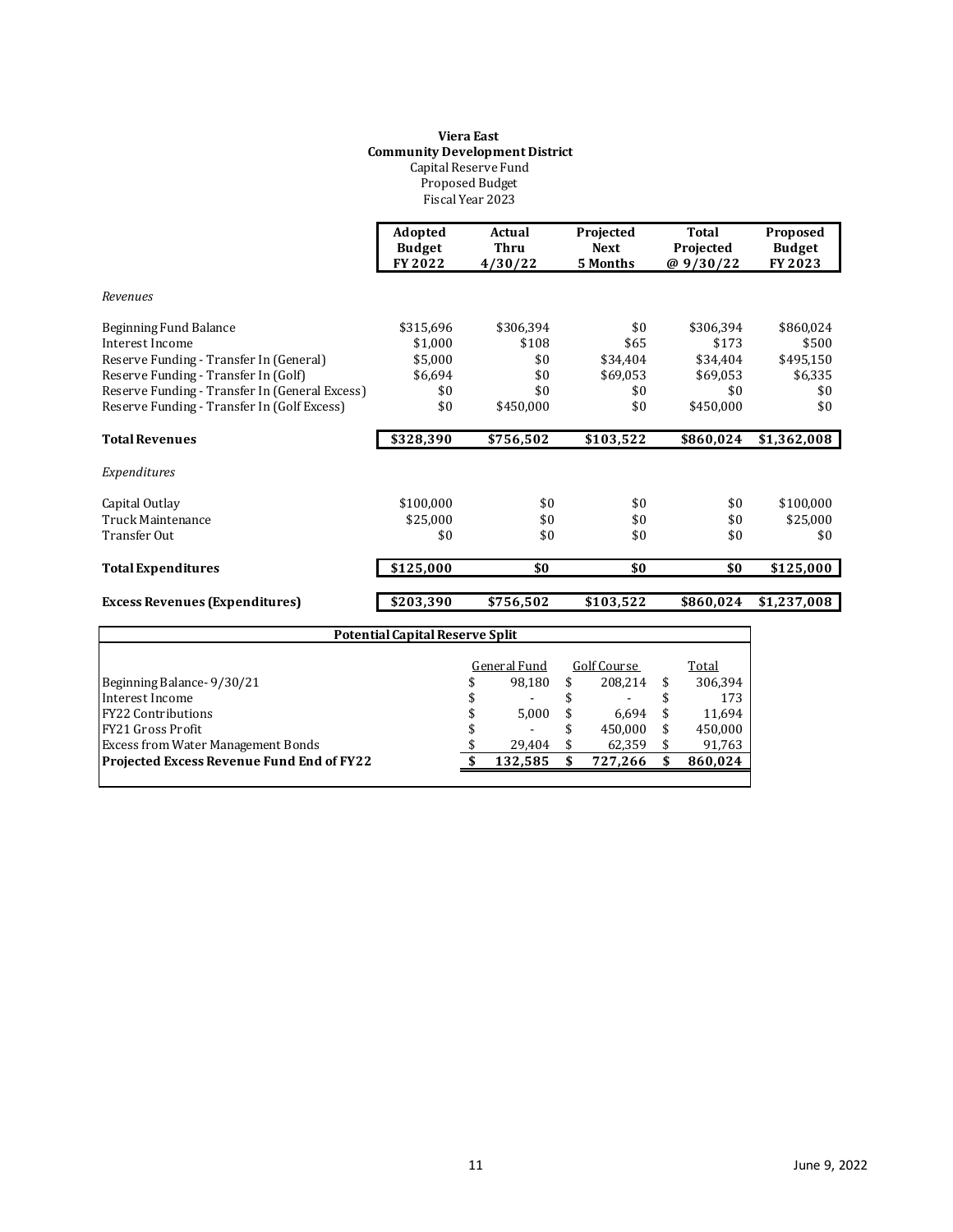**Viera East**
**Community Development District**
Capital Reserve Fund
Proposed Budget
Fiscal Year 2023

| | Adopted Budget FY 2022 | Actual Thru 4/30/22 | Projected Next 5 Months | Total Projected @ 9/30/22 | Proposed Budget FY 2023 |
|---|---|---|---|---|---|
| *Revenues* | | | | | |
| Beginning Fund Balance | $315,696 | $306,394 | $0 | $306,394 | $860,024 |
| Interest Income | $1,000 | $108 | $65 | $173 | $500 |
| Reserve Funding - Transfer In (General) | $5,000 | $0 | $34,404 | $34,404 | $495,150 |
| Reserve Funding - Transfer In (Golf) | $6,694 | $0 | $69,053 | $69,053 | $6,335 |
| Reserve Funding - Transfer In (General Excess) | $0 | $0 | $0 | $0 | $0 |
| Reserve Funding - Transfer In (Golf Excess) | $0 | $450,000 | $0 | $450,000 | $0 |
| **Total Revenues** | **$328,390** | **$756,502** | **$103,522** | **$860,024** | **$1,362,008** |
| *Expenditures* | | | | | |
| Capital Outlay | $100,000 | $0 | $0 | $0 | $100,000 |
| Truck Maintenance | $25,000 | $0 | $0 | $0 | $25,000 |
| Transfer Out | $0 | $0 | $0 | $0 | $0 |
| **Total Expenditures** | **$125,000** | **$0** | **$0** | **$0** | **$125,000** |
| **Excess Revenues (Expenditures)** | **$203,390** | **$756,502** | **$103,522** | **$860,024** | **$1,237,008** |

**Potential Capital Reserve Split**

| | General Fund | Golf Course | Total |
|---|---|---|---|
| Beginning Balance- 9/30/21 | $ 98,180 | $ 208,214 | $ 306,394 |
| Interest Income | $ - | $ - | $ 173 |
| FY22 Contributions | $ 5,000 | $ 6,694 | $ 11,694 |
| FY21 Gross Profit | $ - | $ 450,000 | $ 450,000 |
| Excess from Water Management Bonds | $ 29,404 | $ 62,359 | $ 91,763 |
| **Projected Excess Revenue Fund End of FY22** | **$ 132,585** | **$ 727,266** | **$ 860,024** |

June 9, 2022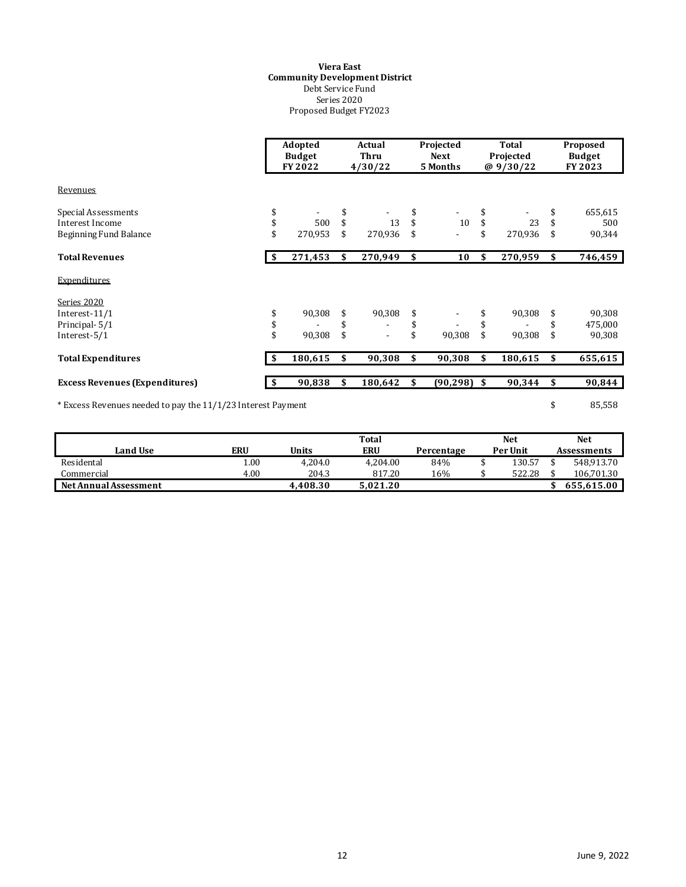**Viera East**
**Community Development District**
Debt Service Fund
Series 2020
Proposed Budget FY2023

| | Adopted Budget FY 2022 | Actual Thru 4/30/22 | Projected Next 5 Months | Total Projected @ 9/30/22 | Proposed Budget FY 2023 |
|---|---|---|---|---|---|
| Revenues | | | | | |
| Special Assessments | $ - | $ - | $ - | $ - | $ 655,615 |
| Interest Income | $ 500 | $ 13 | $ 10 | $ 23 | $ 500 |
| Beginning Fund Balance | $ 270,953 | $ 270,936 | $ - | $ 270,936 | $ 90,344 |
| **Total Revenues** | **$ 271,453** | **$ 270,949** | **$ 10** | **$ 270,959** | **$ 746,459** |
| Expenditures | | | | | |
| Series 2020 | | | | | |
| Interest-11/1 | $ 90,308 | $ 90,308 | $ - | $ 90,308 | $ 90,308 |
| Principal- 5/1 | $ - | $ - | $ - | $ - | $ 475,000 |
| Interest-5/1 | $ 90,308 | $ - | $ 90,308 | $ 90,308 | $ 90,308 |
| **Total Expenditures** | **$ 180,615** | **$ 90,308** | **$ 90,308** | **$ 180,615** | **$ 655,615** |
| **Excess Revenues (Expenditures)** | **$ 90,838** | **$ 180,642** | **$ (90,298)** | **$ 90,344** | **$ 90,844** |

\* Excess Revenues needed to pay the 11/1/23 Interest Payment $ 85,558

| Land Use | ERU | Units | Total ERU | Percentage | Net Per Unit | Net Assessments |
|---|---|---|---|---|---|---|
| Residental | 1.00 | 4,204.0 | 4,204.00 | 84% | $ 130.57 | $ 548,913.70 |
| Commercial | 4.00 | 204.3 | 817.20 | 16% | $ 522.28 | $ 106,701.30 |
| **Net Annual Assessment** | | **4,408.30** | **5,021.20** | | | **$ 655,615.00** |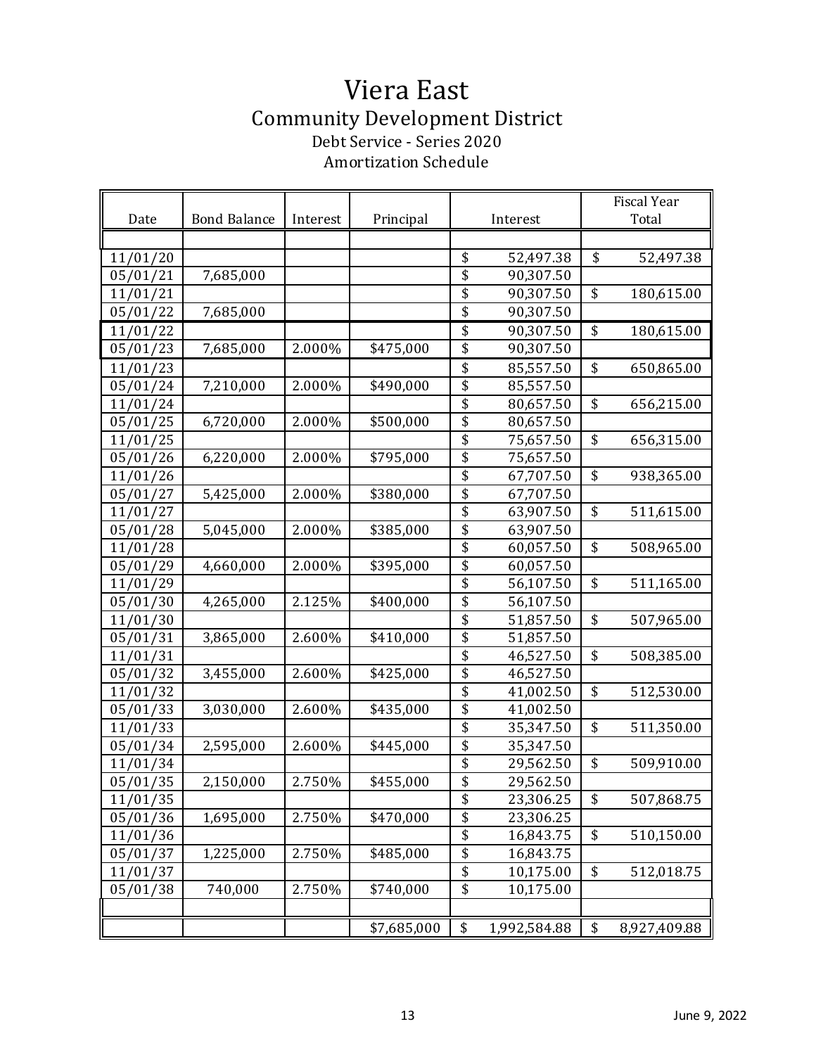# Viera East

## Community Development District

### Debt Service - Series 2020

### Amortization Schedule

| Date | Bond Balance | Interest | Principal | Interest | Fiscal Year Total |
|---|---|---|---|---|---|
| | | | | | |
| 11/01/20 | | | | $ 52,497.38 | $ 52,497.38 |
| 05/01/21 | 7,685,000 | | | $ 90,307.50 | |
| 11/01/21 | | | | $ 90,307.50 | $ 180,615.00 |
| 05/01/22 | 7,685,000 | | | $ 90,307.50 | |
| 11/01/22 | | | | $ 90,307.50 | $ 180,615.00 |
| 05/01/23 | 7,685,000 | 2.000% | $475,000 | $ 90,307.50 | |
| 11/01/23 | | | | $ 85,557.50 | $ 650,865.00 |
| 05/01/24 | 7,210,000 | 2.000% | $490,000 | $ 85,557.50 | |
| 11/01/24 | | | | $ 80,657.50 | $ 656,215.00 |
| 05/01/25 | 6,720,000 | 2.000% | $500,000 | $ 80,657.50 | |
| 11/01/25 | | | | $ 75,657.50 | $ 656,315.00 |
| 05/01/26 | 6,220,000 | 2.000% | $795,000 | $ 75,657.50 | |
| 11/01/26 | | | | $ 67,707.50 | $ 938,365.00 |
| 05/01/27 | 5,425,000 | 2.000% | $380,000 | $ 67,707.50 | |
| 11/01/27 | | | | $ 63,907.50 | $ 511,615.00 |
| 05/01/28 | 5,045,000 | 2.000% | $385,000 | $ 63,907.50 | |
| 11/01/28 | | | | $ 60,057.50 | $ 508,965.00 |
| 05/01/29 | 4,660,000 | 2.000% | $395,000 | $ 60,057.50 | |
| 11/01/29 | | | | $ 56,107.50 | $ 511,165.00 |
| 05/01/30 | 4,265,000 | 2.125% | $400,000 | $ 56,107.50 | |
| 11/01/30 | | | | $ 51,857.50 | $ 507,965.00 |
| 05/01/31 | 3,865,000 | 2.600% | $410,000 | $ 51,857.50 | |
| 11/01/31 | | | | $ 46,527.50 | $ 508,385.00 |
| 05/01/32 | 3,455,000 | 2.600% | $425,000 | $ 46,527.50 | |
| 11/01/32 | | | | $ 41,002.50 | $ 512,530.00 |
| 05/01/33 | 3,030,000 | 2.600% | $435,000 | $ 41,002.50 | |
| 11/01/33 | | | | $ 35,347.50 | $ 511,350.00 |
| 05/01/34 | 2,595,000 | 2.600% | $445,000 | $ 35,347.50 | |
| 11/01/34 | | | | $ 29,562.50 | $ 509,910.00 |
| 05/01/35 | 2,150,000 | 2.750% | $455,000 | $ 29,562.50 | |
| 11/01/35 | | | | $ 23,306.25 | $ 507,868.75 |
| 05/01/36 | 1,695,000 | 2.750% | $470,000 | $ 23,306.25 | |
| 11/01/36 | | | | $ 16,843.75 | $ 510,150.00 |
| 05/01/37 | 1,225,000 | 2.750% | $485,000 | $ 16,843.75 | |
| 11/01/37 | | | | $ 10,175.00 | $ 512,018.75 |
| 05/01/38 | 740,000 | 2.750% | $740,000 | $ 10,175.00 | |
| | | | | | |
| | | | $7,685,000 | $ 1,992,584.88 | $ 8,927,409.88 |

June 9, 2022